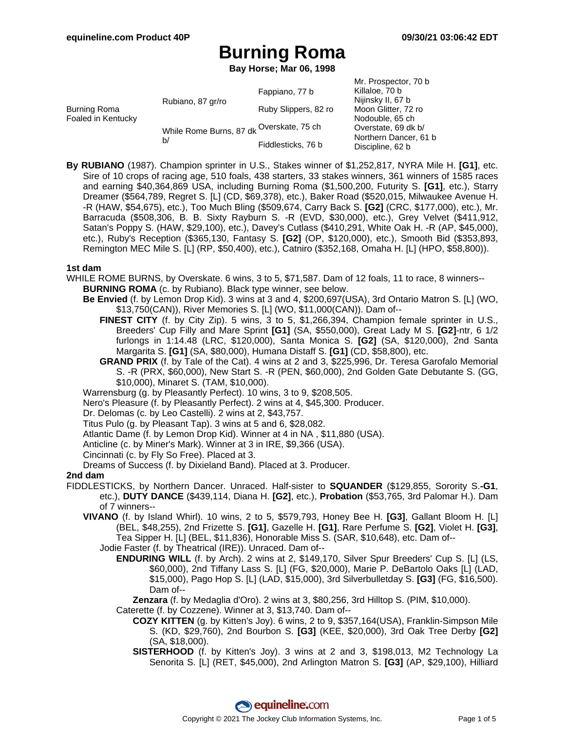# Burning Roma

**Bay Horse; Mar 06, 1998**

| | | | |
|---|---|---|---|
| Burning Roma Foaled in Kentucky | Rubiano, 87 gr/ro | Fappiano, 77 b | Mr. Prospector, 70 b |
| | | | Killaloe, 70 b |
| | | Ruby Slippers, 82 ro | Nijinsky II, 67 b |
| | | | Moon Glitter, 72 ro |
| | While Rome Burns, 87 dk b/ | Overskate, 75 ch | Nodouble, 65 ch |
| | | | Overstate, 69 dk b/ |
| | | Fiddlesticks, 76 b | Northern Dancer, 61 b |
| | | | Discipline, 62 b |

**By RUBIANO** (1987). Champion sprinter in U.S., Stakes winner of $1,252,817, NYRA Mile H. **[G1]**, etc. Sire of 10 crops of racing age, 510 foals, 438 starters, 33 stakes winners, 361 winners of 1585 races and earning $40,364,869 USA, including Burning Roma ($1,500,200, Futurity S. **[G1]**, etc.), Starry Dreamer ($564,789, Regret S. [L] (CD, $69,378), etc.), Baker Road ($520,015, Milwaukee Avenue H. -R (HAW, $54,675), etc.), Too Much Bling ($509,674, Carry Back S. **[G2]** (CRC, $177,000), etc.), Mr. Barracuda ($508,306, B. B. Sixty Rayburn S. -R (EVD, $30,000), etc.), Grey Velvet ($411,912, Satan's Poppy S. (HAW, $29,100), etc.), Davey's Cutlass ($410,291, White Oak H. -R (AP, $45,000), etc.), Ruby's Reception ($365,130, Fantasy S. **[G2]** (OP, $120,000), etc.), Smooth Bid ($353,893, Remington MEC Mile S. [L] (RP, $50,400), etc.), Catniro ($352,168, Omaha H. [L] (HPO, $58,800)).

### 1st dam

WHILE ROME BURNS, by Overskate. 6 wins, 3 to 5, $71,587. Dam of 12 foals, 11 to race, 8 winners--

- **BURNING ROMA** (c. by Rubiano). Black type winner, see below.
- **Be Envied** (f. by Lemon Drop Kid). 3 wins at 3 and 4, $200,697(USA), 3rd Ontario Matron S. [L] (WO, $13,750(CAN)), River Memories S. [L] (WO, $11,000(CAN)). Dam of--
  - **FINEST CITY** (f. by City Zip). 5 wins, 3 to 5, $1,266,394, Champion female sprinter in U.S., Breeders' Cup Filly and Mare Sprint **[G1]** (SA, $550,000), Great Lady M S. **[G2]**-ntr, 6 1/2 furlongs in 1:14.48 (LRC, $120,000), Santa Monica S. **[G2]** (SA, $120,000), 2nd Santa Margarita S. **[G1]** (SA, $80,000), Humana Distaff S. **[G1]** (CD, $58,800), etc.
  - **GRAND PRIX** (f. by Tale of the Cat). 4 wins at 2 and 3, $225,996, Dr. Teresa Garofalo Memorial S. -R (PRX, $60,000), New Start S. -R (PEN, $60,000), 2nd Golden Gate Debutante S. (GG, $10,000), Minaret S. (TAM, $10,000).
- Warrensburg (g. by Pleasantly Perfect). 10 wins, 3 to 9, $208,505.
- Nero's Pleasure (f. by Pleasantly Perfect). 2 wins at 4, $45,300. Producer.
- Dr. Delomas (c. by Leo Castelli). 2 wins at 2, $43,757.
- Titus Pulo (g. by Pleasant Tap). 3 wins at 5 and 6, $28,082.
- Atlantic Dame (f. by Lemon Drop Kid). Winner at 4 in NA , $11,880 (USA).
- Anticline (c. by Miner's Mark). Winner at 3 in IRE, $9,366 (USA).
- Cincinnati (c. by Fly So Free). Placed at 3.
- Dreams of Success (f. by Dixieland Band). Placed at 3. Producer.

### 2nd dam

FIDDLESTICKS, by Northern Dancer. Unraced. Half-sister to **SQUANDER** ($129,855, Sorority S.**-G1**, etc.), **DUTY DANCE** ($439,114, Diana H. **[G2]**, etc.), **Probation** ($53,765, 3rd Palomar H.). Dam of 7 winners--

- **VIVANO** (f. by Island Whirl). 10 wins, 2 to 5, $579,793, Honey Bee H. **[G3]**, Gallant Bloom H. [L] (BEL, $48,255), 2nd Frizette S. **[G1]**, Gazelle H. **[G1]**, Rare Perfume S. **[G2]**, Violet H. **[G3]**, Tea Sipper H. [L] (BEL, $11,836), Honorable Miss S. (SAR, $10,648), etc. Dam of--
  - Jodie Faster (f. by Theatrical (IRE)). Unraced. Dam of--
    - **ENDURING WILL** (f. by Arch). 2 wins at 2, $149,170, Silver Spur Breeders' Cup S. [L] (LS, $60,000), 2nd Tiffany Lass S. [L] (FG, $20,000), Marie P. DeBartolo Oaks [L] (LAD, $15,000), Pago Hop S. [L] (LAD, $15,000), 3rd Silverbulletday S. **[G3]** (FG, $16,500). Dam of--
      - **Zenzara** (f. by Medaglia d'Oro). 2 wins at 3, $80,256, 3rd Hilltop S. (PIM, $10,000).
    - Caterette (f. by Cozzene). Winner at 3, $13,740. Dam of--
      - **COZY KITTEN** (g. by Kitten's Joy). 6 wins, 2 to 9, $357,164(USA), Franklin-Simpson Mile S. (KD, $29,760), 2nd Bourbon S. **[G3]** (KEE, $20,000), 3rd Oak Tree Derby **[G2]** (SA, $18,000).
      - **SISTERHOOD** (f. by Kitten's Joy). 3 wins at 2 and 3, $198,013, M2 Technology La Senorita S. [L] (RET, $45,000), 2nd Arlington Matron S. **[G3]** (AP, $29,100), Hilliard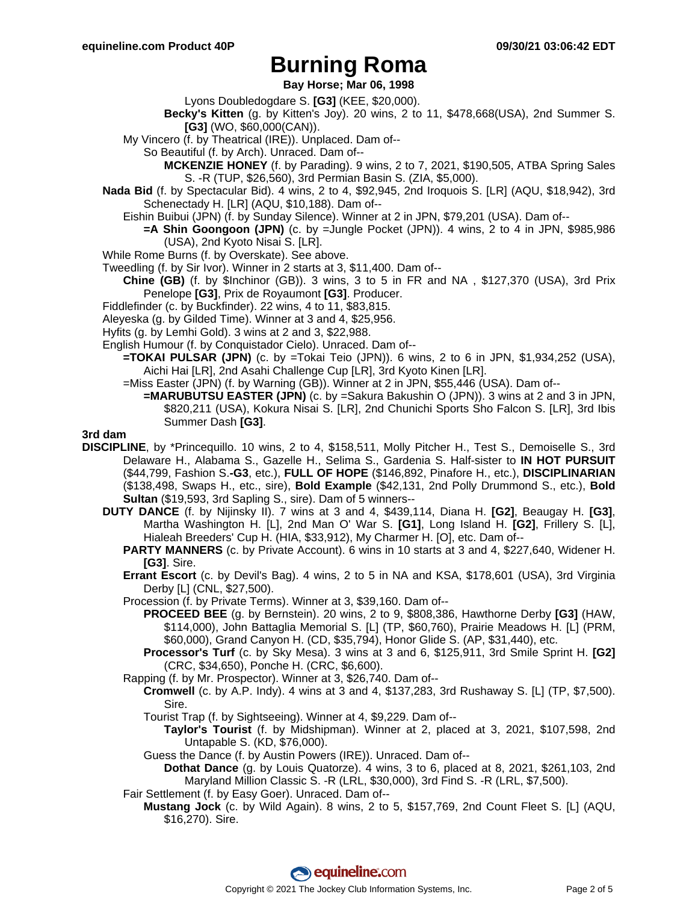# Burning Roma

**Bay Horse; Mar 06, 1998**

Lyons Doubledogdare S. **[G3]** (KEE, $20,000).

**Becky's Kitten** (g. by Kitten's Joy). 20 wins, 2 to 11, $478,668(USA), 2nd Summer S. **[G3]** (WO, $60,000(CAN)).

My Vincero (f. by Theatrical (IRE)). Unplaced. Dam of--

So Beautiful (f. by Arch). Unraced. Dam of--

**MCKENZIE HONEY** (f. by Parading). 9 wins, 2 to 7, 2021, $190,505, ATBA Spring Sales S. -R (TUP, $26,560), 3rd Permian Basin S. (ZIA, $5,000).

**Nada Bid** (f. by Spectacular Bid). 4 wins, 2 to 4, $92,945, 2nd Iroquois S. [LR] (AQU, $18,942), 3rd Schenectady H. [LR] (AQU, $10,188). Dam of--

Eishin Buibui (JPN) (f. by Sunday Silence). Winner at 2 in JPN, $79,201 (USA). Dam of--

**=A Shin Goongoon (JPN)** (c. by =Jungle Pocket (JPN)). 4 wins, 2 to 4 in JPN, $985,986 (USA), 2nd Kyoto Nisai S. [LR].

While Rome Burns (f. by Overskate). See above.

Tweedling (f. by Sir Ivor). Winner in 2 starts at 3, $11,400. Dam of--

**Chine (GB)** (f. by $Inchinor (GB)). 3 wins, 3 to 5 in FR and NA , $127,370 (USA), 3rd Prix Penelope **[G3]**, Prix de Royaumont **[G3]**. Producer.

Fiddlefinder (c. by Buckfinder). 22 wins, 4 to 11, $83,815.

Aleyeska (g. by Gilded Time). Winner at 3 and 4, $25,956.

Hyfits (g. by Lemhi Gold). 3 wins at 2 and 3, $22,988.

English Humour (f. by Conquistador Cielo). Unraced. Dam of--

**=TOKAI PULSAR (JPN)** (c. by =Tokai Teio (JPN)). 6 wins, 2 to 6 in JPN, $1,934,252 (USA), Aichi Hai [LR], 2nd Asahi Challenge Cup [LR], 3rd Kyoto Kinen [LR].

=Miss Easter (JPN) (f. by Warning (GB)). Winner at 2 in JPN, $55,446 (USA). Dam of--

**=MARUBUTSU EASTER (JPN)** (c. by =Sakura Bakushin O (JPN)). 3 wins at 2 and 3 in JPN, $820,211 (USA), Kokura Nisai S. [LR], 2nd Chunichi Sports Sho Falcon S. [LR], 3rd Ibis Summer Dash **[G3]**.

### 3rd dam

**DISCIPLINE**, by *Princequillo. 10 wins, 2 to 4, $158,511, Molly Pitcher H., Test S., Demoiselle S., 3rd Delaware H., Alabama S., Gazelle H., Selima S., Gardenia S. Half-sister to **IN HOT PURSUIT** ($44,799, Fashion S.**-G3**, etc.), **FULL OF HOPE** ($146,892, Pinafore H., etc.), **DISCIPLINARIAN** ($138,498, Swaps H., etc., sire), **Bold Example** ($42,131, 2nd Polly Drummond S., etc.), **Bold Sultan** ($19,593, 3rd Sapling S., sire). Dam of 5 winners--

**DUTY DANCE** (f. by Nijinsky II). 7 wins at 3 and 4, $439,114, Diana H. **[G2]**, Beaugay H. **[G3]**, Martha Washington H. [L], 2nd Man O' War S. **[G1]**, Long Island H. **[G2]**, Frillery S. [L], Hialeah Breeders' Cup H. (HIA, $33,912), My Charmer H. [O], etc. Dam of--

**PARTY MANNERS** (c. by Private Account). 6 wins in 10 starts at 3 and 4, $227,640, Widener H. **[G3]**. Sire.

**Errant Escort** (c. by Devil's Bag). 4 wins, 2 to 5 in NA and KSA, $178,601 (USA), 3rd Virginia Derby [L] (CNL, $27,500).

Procession (f. by Private Terms). Winner at 3, $39,160. Dam of--

**PROCEED BEE** (g. by Bernstein). 20 wins, 2 to 9, $808,386, Hawthorne Derby **[G3]** (HAW, $114,000), John Battaglia Memorial S. [L] (TP, $60,760), Prairie Meadows H. [L] (PRM, $60,000), Grand Canyon H. (CD, $35,794), Honor Glide S. (AP, $31,440), etc.

**Processor's Turf** (c. by Sky Mesa). 3 wins at 3 and 6, $125,911, 3rd Smile Sprint H. **[G2]** (CRC, $34,650), Ponche H. (CRC, $6,600).

Rapping (f. by Mr. Prospector). Winner at 3, $26,740. Dam of--

**Cromwell** (c. by A.P. Indy). 4 wins at 3 and 4, $137,283, 3rd Rushaway S. [L] (TP, $7,500). Sire.

Tourist Trap (f. by Sightseeing). Winner at 4, $9,229. Dam of--

**Taylor's Tourist** (f. by Midshipman). Winner at 2, placed at 3, 2021, $107,598, 2nd Untapable S. (KD, $76,000).

Guess the Dance (f. by Austin Powers (IRE)). Unraced. Dam of--

**Dothat Dance** (g. by Louis Quatorze). 4 wins, 3 to 6, placed at 8, 2021, $261,103, 2nd Maryland Million Classic S. -R (LRL, $30,000), 3rd Find S. -R (LRL, $7,500).

Fair Settlement (f. by Easy Goer). Unraced. Dam of--

**Mustang Jock** (c. by Wild Again). 8 wins, 2 to 5, $157,769, 2nd Count Fleet S. [L] (AQU, $16,270). Sire.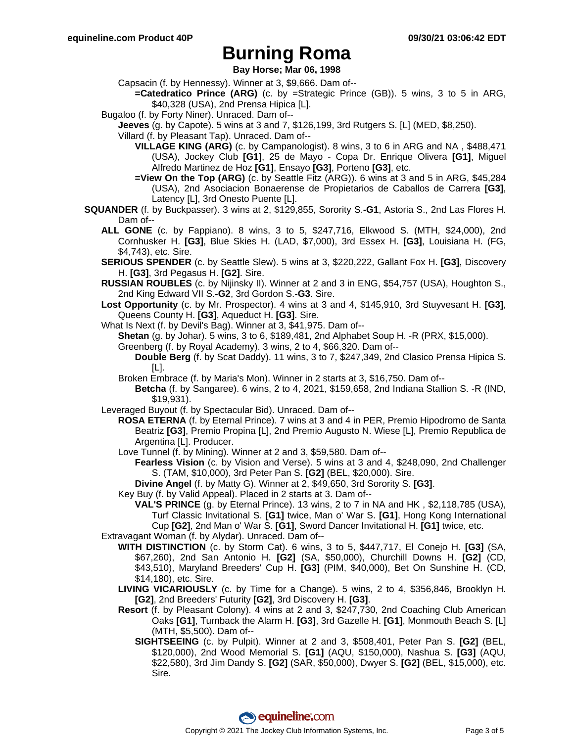# Burning Roma

**Bay Horse; Mar 06, 1998**

Capsacin (f. by Hennessy). Winner at 3, $9,666. Dam of--

**=Catedratico Prince (ARG)** (c. by =Strategic Prince (GB)). 5 wins, 3 to 5 in ARG, $40,328 (USA), 2nd Prensa Hipica [L].

Bugaloo (f. by Forty Niner). Unraced. Dam of--

**Jeeves** (g. by Capote). 5 wins at 3 and 7, $126,199, 3rd Rutgers S. [L] (MED, $8,250).

Villard (f. by Pleasant Tap). Unraced. Dam of--

**VILLAGE KING (ARG)** (c. by Campanologist). 8 wins, 3 to 6 in ARG and NA , $488,471 (USA), Jockey Club **[G1]**, 25 de Mayo - Copa Dr. Enrique Olivera **[G1]**, Miguel Alfredo Martinez de Hoz **[G1]**, Ensayo **[G3]**, Porteno **[G3]**, etc.

**=View On the Top (ARG)** (c. by Seattle Fitz (ARG)). 6 wins at 3 and 5 in ARG, $45,284 (USA), 2nd Asociacion Bonaerense de Propietarios de Caballos de Carrera **[G3]**, Latency [L], 3rd Onesto Puente [L].

**SQUANDER** (f. by Buckpasser). 3 wins at 2, $129,855, Sorority S.**-G1**, Astoria S., 2nd Las Flores H. Dam of--

**ALL GONE** (c. by Fappiano). 8 wins, 3 to 5, $247,716, Elkwood S. (MTH, $24,000), 2nd Cornhusker H. **[G3]**, Blue Skies H. (LAD, $7,000), 3rd Essex H. **[G3]**, Louisiana H. (FG, $4,743), etc. Sire.

**SERIOUS SPENDER** (c. by Seattle Slew). 5 wins at 3, $220,222, Gallant Fox H. **[G3]**, Discovery H. **[G3]**, 3rd Pegasus H. **[G2]**. Sire.

**RUSSIAN ROUBLES** (c. by Nijinsky II). Winner at 2 and 3 in ENG, $54,757 (USA), Houghton S., 2nd King Edward VII S.**-G2**, 3rd Gordon S.**-G3**. Sire.

**Lost Opportunity** (c. by Mr. Prospector). 4 wins at 3 and 4, $145,910, 3rd Stuyvesant H. **[G3]**, Queens County H. **[G3]**, Aqueduct H. **[G3]**. Sire.

What Is Next (f. by Devil's Bag). Winner at 3, $41,975. Dam of--

**Shetan** (g. by Johar). 5 wins, 3 to 6, $189,481, 2nd Alphabet Soup H. -R (PRX, $15,000).

Greenberg (f. by Royal Academy). 3 wins, 2 to 4, $66,320. Dam of--

**Double Berg** (f. by Scat Daddy). 11 wins, 3 to 7, $247,349, 2nd Clasico Prensa Hipica S. [L].

Broken Embrace (f. by Maria's Mon). Winner in 2 starts at 3, $16,750. Dam of--

**Betcha** (f. by Sangaree). 6 wins, 2 to 4, 2021, $159,658, 2nd Indiana Stallion S. -R (IND, $19,931).

Leveraged Buyout (f. by Spectacular Bid). Unraced. Dam of--

**ROSA ETERNA** (f. by Eternal Prince). 7 wins at 3 and 4 in PER, Premio Hipodromo de Santa Beatriz **[G3]**, Premio Propina [L], 2nd Premio Augusto N. Wiese [L], Premio Republica de Argentina [L]. Producer.

Love Tunnel (f. by Mining). Winner at 2 and 3, $59,580. Dam of--

**Fearless Vision** (c. by Vision and Verse). 5 wins at 3 and 4, $248,090, 2nd Challenger S. (TAM, $10,000), 3rd Peter Pan S. **[G2]** (BEL, $20,000). Sire.

**Divine Angel** (f. by Matty G). Winner at 2, $49,650, 3rd Sorority S. **[G3]**.

Key Buy (f. by Valid Appeal). Placed in 2 starts at 3. Dam of--

**VAL'S PRINCE** (g. by Eternal Prince). 13 wins, 2 to 7 in NA and HK , $2,118,785 (USA), Turf Classic Invitational S. **[G1]** twice, Man o' War S. **[G1]**, Hong Kong International Cup **[G2]**, 2nd Man o' War S. **[G1]**, Sword Dancer Invitational H. **[G1]** twice, etc.

Extravagant Woman (f. by Alydar). Unraced. Dam of--

**WITH DISTINCTION** (c. by Storm Cat). 6 wins, 3 to 5, $447,717, El Conejo H. **[G3]** (SA, $67,260), 2nd San Antonio H. **[G2]** (SA, $50,000), Churchill Downs H. **[G2]** (CD, $43,510), Maryland Breeders' Cup H. **[G3]** (PIM, $40,000), Bet On Sunshine H. (CD, $14,180), etc. Sire.

**LIVING VICARIOUSLY** (c. by Time for a Change). 5 wins, 2 to 4, $356,846, Brooklyn H. **[G2]**, 2nd Breeders' Futurity **[G2]**, 3rd Discovery H. **[G3]**.

**Resort** (f. by Pleasant Colony). 4 wins at 2 and 3, $247,730, 2nd Coaching Club American Oaks **[G1]**, Turnback the Alarm H. **[G3]**, 3rd Gazelle H. **[G1]**, Monmouth Beach S. [L] (MTH, $5,500). Dam of--

**SIGHTSEEING** (c. by Pulpit). Winner at 2 and 3, $508,401, Peter Pan S. **[G2]** (BEL, $120,000), 2nd Wood Memorial S. **[G1]** (AQU, $150,000), Nashua S. **[G3]** (AQU, $22,580), 3rd Jim Dandy S. **[G2]** (SAR, $50,000), Dwyer S. **[G2]** (BEL, $15,000), etc. Sire.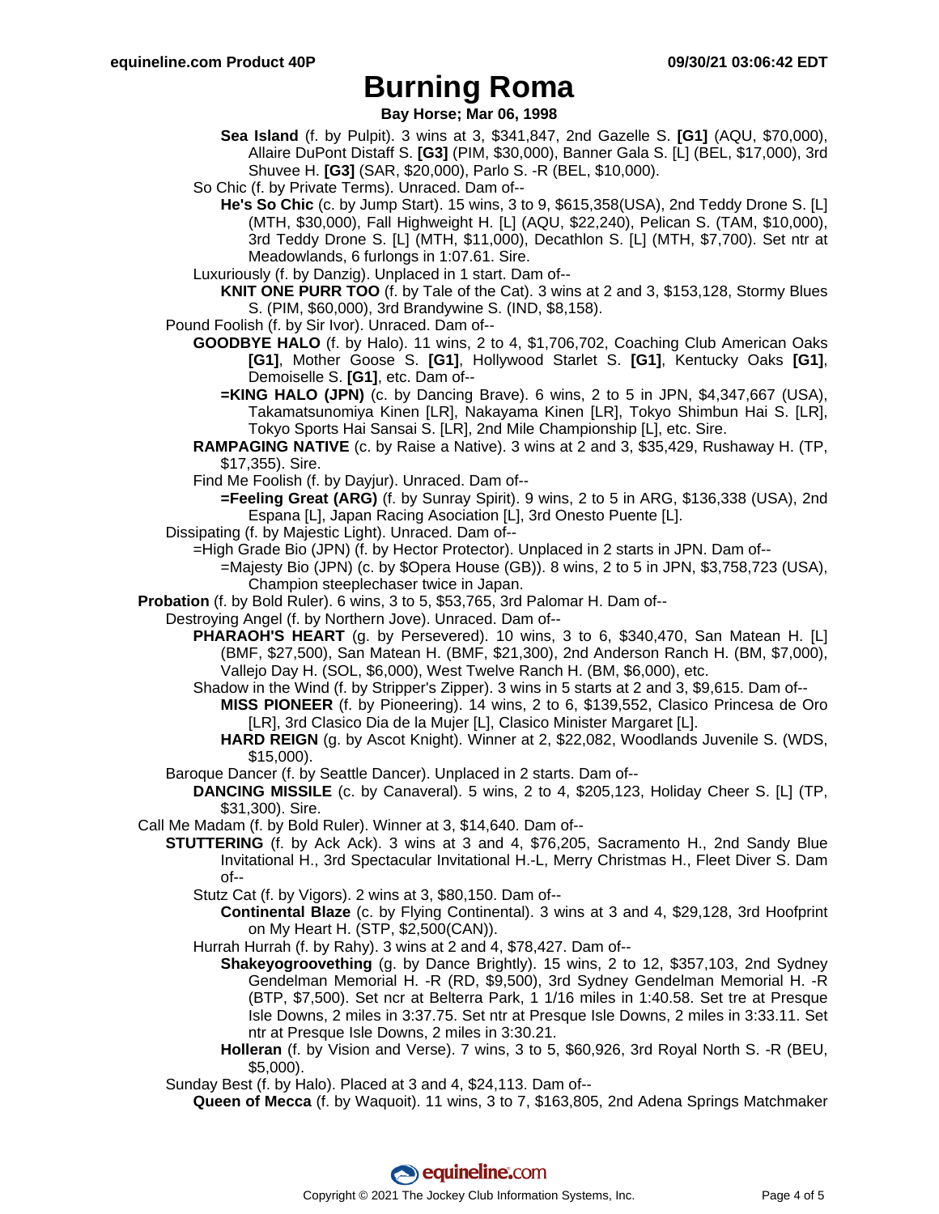# Burning Roma

**Bay Horse; Mar 06, 1998**

**Sea Island** (f. by Pulpit). 3 wins at 3, $341,847, 2nd Gazelle S. **[G1]** (AQU, $70,000), Allaire DuPont Distaff S. **[G3]** (PIM, $30,000), Banner Gala S. [L] (BEL, $17,000), 3rd Shuvee H. **[G3]** (SAR, $20,000), Parlo S. -R (BEL, $10,000).

So Chic (f. by Private Terms). Unraced. Dam of--

**He's So Chic** (c. by Jump Start). 15 wins, 3 to 9, $615,358(USA), 2nd Teddy Drone S. [L] (MTH, $30,000), Fall Highweight H. [L] (AQU, $22,240), Pelican S. (TAM, $10,000), 3rd Teddy Drone S. [L] (MTH, $11,000), Decathlon S. [L] (MTH, $7,700). Set ntr at Meadowlands, 6 furlongs in 1:07.61. Sire.

Luxuriously (f. by Danzig). Unplaced in 1 start. Dam of--

**KNIT ONE PURR TOO** (f. by Tale of the Cat). 3 wins at 2 and 3, $153,128, Stormy Blues S. (PIM, $60,000), 3rd Brandywine S. (IND, $8,158).

Pound Foolish (f. by Sir Ivor). Unraced. Dam of--

**GOODBYE HALO** (f. by Halo). 11 wins, 2 to 4, $1,706,702, Coaching Club American Oaks **[G1]**, Mother Goose S. **[G1]**, Hollywood Starlet S. **[G1]**, Kentucky Oaks **[G1]**, Demoiselle S. **[G1]**, etc. Dam of--

**=KING HALO (JPN)** (c. by Dancing Brave). 6 wins, 2 to 5 in JPN, $4,347,667 (USA), Takamatsunomiya Kinen [LR], Nakayama Kinen [LR], Tokyo Shimbun Hai S. [LR], Tokyo Sports Hai Sansai S. [LR], 2nd Mile Championship [L], etc. Sire.

**RAMPAGING NATIVE** (c. by Raise a Native). 3 wins at 2 and 3, $35,429, Rushaway H. (TP, $17,355). Sire.

Find Me Foolish (f. by Dayjur). Unraced. Dam of--

**=Feeling Great (ARG)** (f. by Sunray Spirit). 9 wins, 2 to 5 in ARG, $136,338 (USA), 2nd Espana [L], Japan Racing Asociation [L], 3rd Onesto Puente [L].

Dissipating (f. by Majestic Light). Unraced. Dam of--

=High Grade Bio (JPN) (f. by Hector Protector). Unplaced in 2 starts in JPN. Dam of--

=Majesty Bio (JPN) (c. by $Opera House (GB)). 8 wins, 2 to 5 in JPN, $3,758,723 (USA), Champion steeplechaser twice in Japan.

**Probation** (f. by Bold Ruler). 6 wins, 3 to 5, $53,765, 3rd Palomar H. Dam of--

Destroying Angel (f. by Northern Jove). Unraced. Dam of--

**PHARAOH'S HEART** (g. by Persevered). 10 wins, 3 to 6, $340,470, San Matean H. [L] (BMF, $27,500), San Matean H. (BMF, $21,300), 2nd Anderson Ranch H. (BM, $7,000), Vallejo Day H. (SOL, $6,000), West Twelve Ranch H. (BM, $6,000), etc.

Shadow in the Wind (f. by Stripper's Zipper). 3 wins in 5 starts at 2 and 3, $9,615. Dam of--

**MISS PIONEER** (f. by Pioneering). 14 wins, 2 to 6, $139,552, Clasico Princesa de Oro [LR], 3rd Clasico Dia de la Mujer [L], Clasico Minister Margaret [L].

**HARD REIGN** (g. by Ascot Knight). Winner at 2, $22,082, Woodlands Juvenile S. (WDS, $15,000).

Baroque Dancer (f. by Seattle Dancer). Unplaced in 2 starts. Dam of--

**DANCING MISSILE** (c. by Canaveral). 5 wins, 2 to 4, $205,123, Holiday Cheer S. [L] (TP, $31,300). Sire.

Call Me Madam (f. by Bold Ruler). Winner at 3, $14,640. Dam of--

**STUTTERING** (f. by Ack Ack). 3 wins at 3 and 4, $76,205, Sacramento H., 2nd Sandy Blue Invitational H., 3rd Spectacular Invitational H.-L, Merry Christmas H., Fleet Diver S. Dam of--

Stutz Cat (f. by Vigors). 2 wins at 3, $80,150. Dam of--

**Continental Blaze** (c. by Flying Continental). 3 wins at 3 and 4, $29,128, 3rd Hoofprint on My Heart H. (STP, $2,500(CAN)).

Hurrah Hurrah (f. by Rahy). 3 wins at 2 and 4, $78,427. Dam of--

**Shakeyogroovething** (g. by Dance Brightly). 15 wins, 2 to 12, $357,103, 2nd Sydney Gendelman Memorial H. -R (RD, $9,500), 3rd Sydney Gendelman Memorial H. -R (BTP, $7,500). Set ncr at Belterra Park, 1 1/16 miles in 1:40.58. Set tre at Presque Isle Downs, 2 miles in 3:37.75. Set ntr at Presque Isle Downs, 2 miles in 3:33.11. Set ntr at Presque Isle Downs, 2 miles in 3:30.21.

**Holleran** (f. by Vision and Verse). 7 wins, 3 to 5, $60,926, 3rd Royal North S. -R (BEU, $5,000).

Sunday Best (f. by Halo). Placed at 3 and 4, $24,113. Dam of--

**Queen of Mecca** (f. by Waquoit). 11 wins, 3 to 7, $163,805, 2nd Adena Springs Matchmaker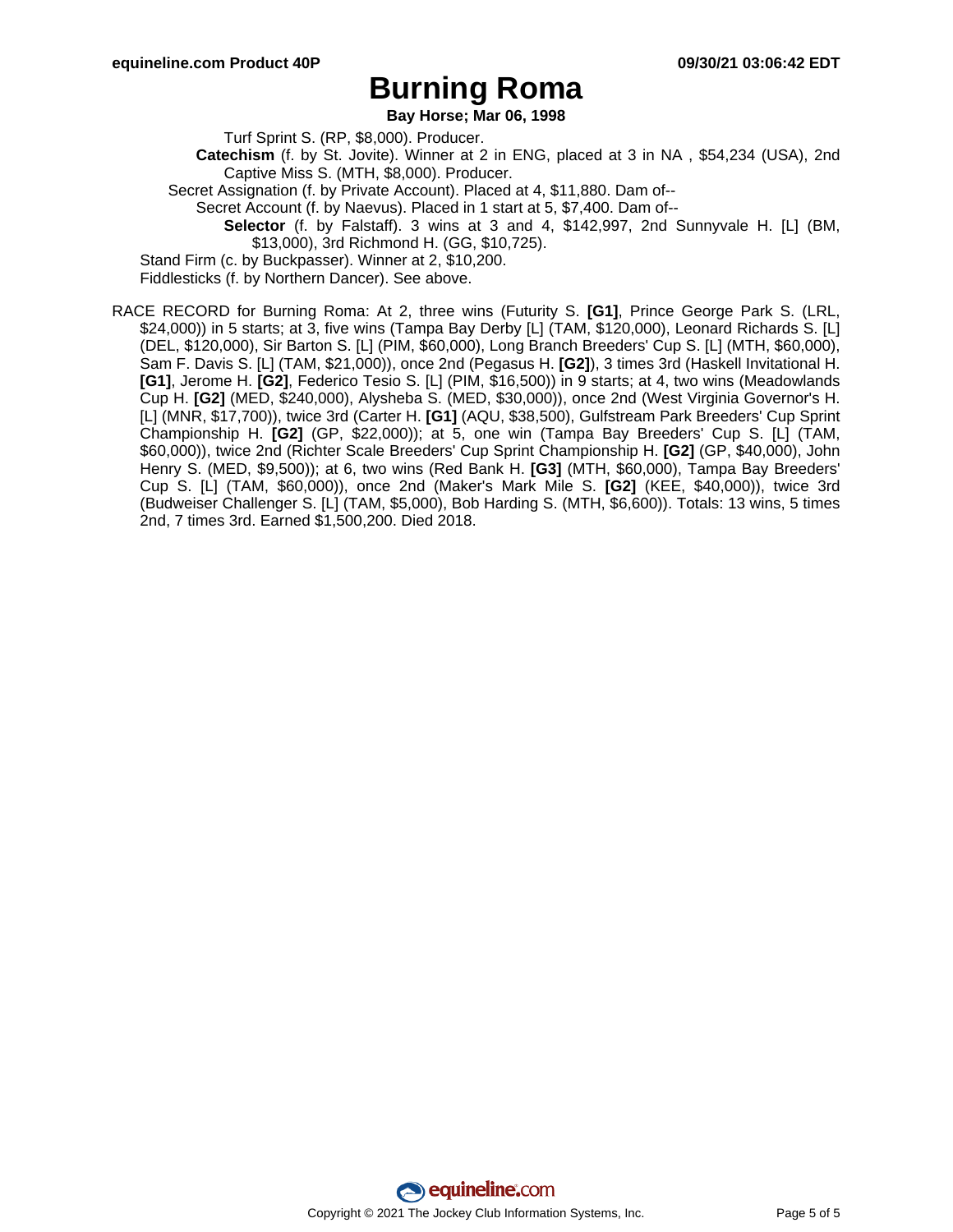# Burning Roma

**Bay Horse; Mar 06, 1998**

Turf Sprint S. (RP, $8,000). Producer.

**Catechism** (f. by St. Jovite). Winner at 2 in ENG, placed at 3 in NA , $54,234 (USA), 2nd Captive Miss S. (MTH, $8,000). Producer.

Secret Assignation (f. by Private Account). Placed at 4, $11,880. Dam of--

Secret Account (f. by Naevus). Placed in 1 start at 5, $7,400. Dam of--

**Selector** (f. by Falstaff). 3 wins at 3 and 4, $142,997, 2nd Sunnyvale H. [L] (BM, $13,000), 3rd Richmond H. (GG, $10,725).

Stand Firm (c. by Buckpasser). Winner at 2, $10,200.

Fiddlesticks (f. by Northern Dancer). See above.

RACE RECORD for Burning Roma: At 2, three wins (Futurity S. **[G1]**, Prince George Park S. (LRL, $24,000)) in 5 starts; at 3, five wins (Tampa Bay Derby [L] (TAM, $120,000), Leonard Richards S. [L] (DEL, $120,000), Sir Barton S. [L] (PIM, $60,000), Long Branch Breeders' Cup S. [L] (MTH, $60,000), Sam F. Davis S. [L] (TAM, $21,000)), once 2nd (Pegasus H. **[G2]**), 3 times 3rd (Haskell Invitational H. **[G1]**, Jerome H. **[G2]**, Federico Tesio S. [L] (PIM, $16,500)) in 9 starts; at 4, two wins (Meadowlands Cup H. **[G2]** (MED, $240,000), Alysheba S. (MED, $30,000)), once 2nd (West Virginia Governor's H. [L] (MNR, $17,700)), twice 3rd (Carter H. **[G1]** (AQU, $38,500), Gulfstream Park Breeders' Cup Sprint Championship H. **[G2]** (GP, $22,000)); at 5, one win (Tampa Bay Breeders' Cup S. [L] (TAM, $60,000)), twice 2nd (Richter Scale Breeders' Cup Sprint Championship H. **[G2]** (GP, $40,000), John Henry S. (MED, $9,500)); at 6, two wins (Red Bank H. **[G3]** (MTH, $60,000), Tampa Bay Breeders' Cup S. [L] (TAM, $60,000)), once 2nd (Maker's Mark Mile S. **[G2]** (KEE, $40,000)), twice 3rd (Budweiser Challenger S. [L] (TAM, $5,000), Bob Harding S. (MTH, $6,600)). Totals: 13 wins, 5 times 2nd, 7 times 3rd. Earned $1,500,200. Died 2018.